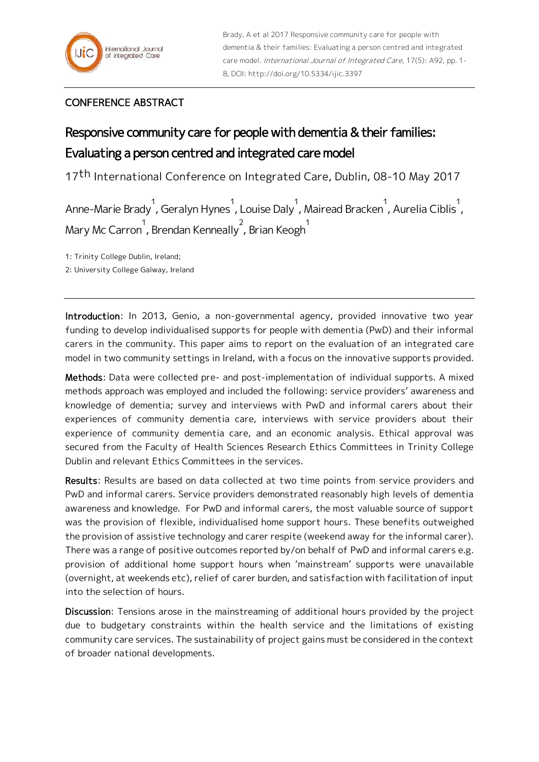Brady, A et al 2017 Responsive community care for people with dementia & their families: Evaluating a person centred and integrated care model. *International Journal of Integrated Care*, 17(5): A92, pp. 1-8, DOI: http://doi.org/10.5334/ijic.3397

CONFERENCE ABSTRACT

# Responsive community care for people with dementia & their families: Evaluating a person centred and integrated care model

17th International Conference on Integrated Care, Dublin, 08-10 May 2017

Anne-Marie Brady[1], Geralyn Hynes[1], Louise Daly[1], Mairead Bracken[1], Aurelia Ciblis[1], Mary Mc Carron[1], Brendan Kenneally[2], Brian Keogh[1]

1: Trinity College Dublin, Ireland;
2: University College Galway, Ireland

---

**Introduction**: In 2013, Genio, a non-governmental agency, provided innovative two year funding to develop individualised supports for people with dementia (PwD) and their informal carers in the community. This paper aims to report on the evaluation of an integrated care model in two community settings in Ireland, with a focus on the innovative supports provided.

**Methods**: Data were collected pre- and post-implementation of individual supports. A mixed methods approach was employed and included the following: service providers' awareness and knowledge of dementia; survey and interviews with PwD and informal carers about their experiences of community dementia care, interviews with service providers about their experience of community dementia care, and an economic analysis. Ethical approval was secured from the Faculty of Health Sciences Research Ethics Committees in Trinity College Dublin and relevant Ethics Committees in the services.

**Results**: Results are based on data collected at two time points from service providers and PwD and informal carers. Service providers demonstrated reasonably high levels of dementia awareness and knowledge. For PwD and informal carers, the most valuable source of support was the provision of flexible, individualised home support hours. These benefits outweighed the provision of assistive technology and carer respite (weekend away for the informal carer). There was a range of positive outcomes reported by/on behalf of PwD and informal carers e.g. provision of additional home support hours when 'mainstream' supports were unavailable (overnight, at weekends etc), relief of carer burden, and satisfaction with facilitation of input into the selection of hours.

**Discussion**: Tensions arose in the mainstreaming of additional hours provided by the project due to budgetary constraints within the health service and the limitations of existing community care services. The sustainability of project gains must be considered in the context of broader national developments.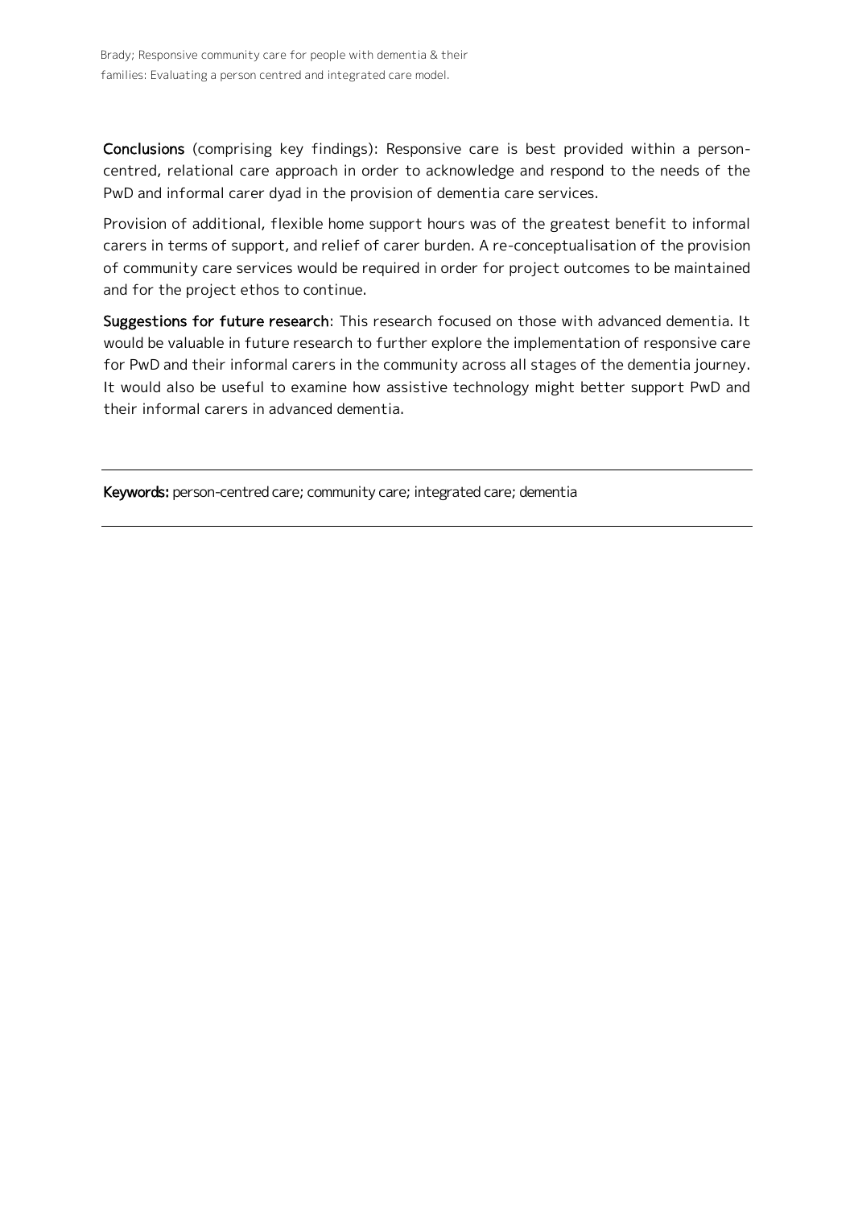**Conclusions** (comprising key findings): Responsive care is best provided within a person-centred, relational care approach in order to acknowledge and respond to the needs of the PwD and informal carer dyad in the provision of dementia care services.

Provision of additional, flexible home support hours was of the greatest benefit to informal carers in terms of support, and relief of carer burden. A re-conceptualisation of the provision of community care services would be required in order for project outcomes to be maintained and for the project ethos to continue.

**Suggestions for future research**: This research focused on those with advanced dementia. It would be valuable in future research to further explore the implementation of responsive care for PwD and their informal carers in the community across all stages of the dementia journey. It would also be useful to examine how assistive technology might better support PwD and their informal carers in advanced dementia.

---

**Keywords:** person-centred care; community care; integrated care; dementia

---